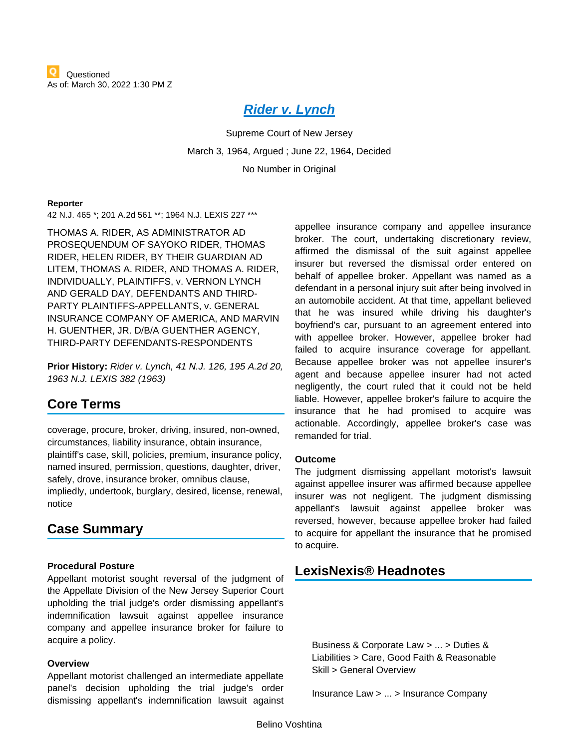Questioned
As of: March 30, 2022 1:30 PM Z

# Rider v. Lynch

Supreme Court of New Jersey

March 3, 1964, Argued ; June 22, 1964, Decided

No Number in Original

**Reporter**

42 N.J. 465 *; 201 A.2d 561 **; 1964 N.J. LEXIS 227 ***

THOMAS A. RIDER, AS ADMINISTRATOR AD PROSEQUENDUM OF SAYOKO RIDER, THOMAS RIDER, HELEN RIDER, BY THEIR GUARDIAN AD LITEM, THOMAS A. RIDER, AND THOMAS A. RIDER, INDIVIDUALLY, PLAINTIFFS, v. VERNON LYNCH AND GERALD DAY, DEFENDANTS AND THIRD-PARTY PLAINTIFFS-APPELLANTS, v. GENERAL INSURANCE COMPANY OF AMERICA, AND MARVIN H. GUENTHER, JR. D/B/A GUENTHER AGENCY, THIRD-PARTY DEFENDANTS-RESPONDENTS

**Prior History:** *Rider v. Lynch, 41 N.J. 126, 195 A.2d 20, 1963 N.J. LEXIS 382 (1963)*

## Core Terms

coverage, procure, broker, driving, insured, non-owned, circumstances, liability insurance, obtain insurance, plaintiff's case, skill, policies, premium, insurance policy, named insured, permission, questions, daughter, driver, safely, drove, insurance broker, omnibus clause, impliedly, undertook, burglary, desired, license, renewal, notice

## Case Summary

### Procedural Posture

Appellant motorist sought reversal of the judgment of the Appellate Division of the New Jersey Superior Court upholding the trial judge's order dismissing appellant's indemnification lawsuit against appellee insurance company and appellee insurance broker for failure to acquire a policy.

### Overview

Appellant motorist challenged an intermediate appellate panel's decision upholding the trial judge's order dismissing appellant's indemnification lawsuit against appellee insurance company and appellee insurance broker. The court, undertaking discretionary review, affirmed the dismissal of the suit against appellee insurer but reversed the dismissal order entered on behalf of appellee broker. Appellant was named as a defendant in a personal injury suit after being involved in an automobile accident. At that time, appellant believed that he was insured while driving his daughter's boyfriend's car, pursuant to an agreement entered into with appellee broker. However, appellee broker had failed to acquire insurance coverage for appellant. Because appellee broker was not appellee insurer's agent and because appellee insurer had not acted negligently, the court ruled that it could not be held liable. However, appellee broker's failure to acquire the insurance that he had promised to acquire was actionable. Accordingly, appellee broker's case was remanded for trial.

### Outcome

The judgment dismissing appellant motorist's lawsuit against appellee insurer was affirmed because appellee insurer was not negligent. The judgment dismissing appellant's lawsuit against appellee broker was reversed, however, because appellee broker had failed to acquire for appellant the insurance that he promised to acquire.

## LexisNexis® Headnotes

Business & Corporate Law > ... > Duties & Liabilities > Care, Good Faith & Reasonable Skill > General Overview

Insurance Law > ... > Insurance Company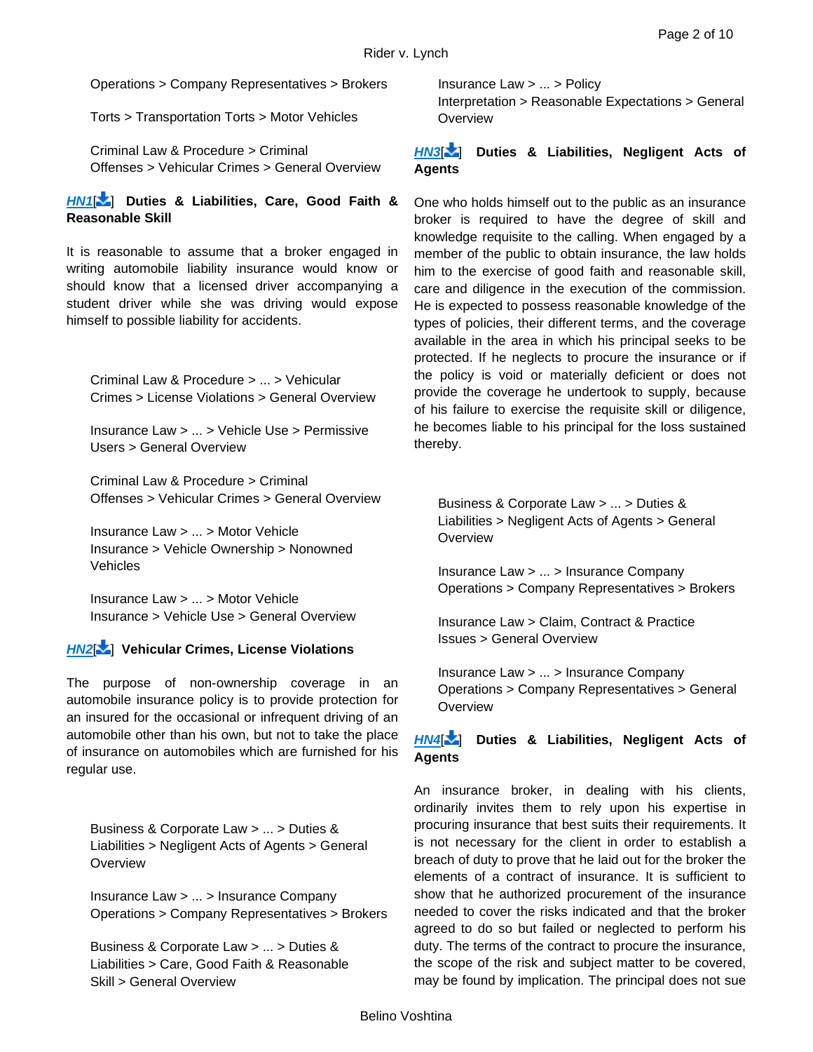Operations > Company Representatives > Brokers

Torts > Transportation Torts > Motor Vehicles

Criminal Law & Procedure > Criminal Offenses > Vehicular Crimes > General Overview

***HN1***[] **Duties & Liabilities, Care, Good Faith & Reasonable Skill**

It is reasonable to assume that a broker engaged in writing automobile liability insurance would know or should know that a licensed driver accompanying a student driver while she was driving would expose himself to possible liability for accidents.

Criminal Law & Procedure > ... > Vehicular Crimes > License Violations > General Overview

Insurance Law > ... > Vehicle Use > Permissive Users > General Overview

Criminal Law & Procedure > Criminal Offenses > Vehicular Crimes > General Overview

Insurance Law > ... > Motor Vehicle Insurance > Vehicle Ownership > Nonowned Vehicles

Insurance Law > ... > Motor Vehicle Insurance > Vehicle Use > General Overview

***HN2***[] **Vehicular Crimes, License Violations**

The purpose of non-ownership coverage in an automobile insurance policy is to provide protection for an insured for the occasional or infrequent driving of an automobile other than his own, but not to take the place of insurance on automobiles which are furnished for his regular use.

Business & Corporate Law > ... > Duties & Liabilities > Negligent Acts of Agents > General Overview

Insurance Law > ... > Insurance Company Operations > Company Representatives > Brokers

Business & Corporate Law > ... > Duties & Liabilities > Care, Good Faith & Reasonable Skill > General Overview

Insurance Law > ... > Policy Interpretation > Reasonable Expectations > General Overview

***HN3***[] **Duties & Liabilities, Negligent Acts of Agents**

One who holds himself out to the public as an insurance broker is required to have the degree of skill and knowledge requisite to the calling. When engaged by a member of the public to obtain insurance, the law holds him to the exercise of good faith and reasonable skill, care and diligence in the execution of the commission. He is expected to possess reasonable knowledge of the types of policies, their different terms, and the coverage available in the area in which his principal seeks to be protected. If he neglects to procure the insurance or if the policy is void or materially deficient or does not provide the coverage he undertook to supply, because of his failure to exercise the requisite skill or diligence, he becomes liable to his principal for the loss sustained thereby.

Business & Corporate Law > ... > Duties & Liabilities > Negligent Acts of Agents > General Overview

Insurance Law > ... > Insurance Company Operations > Company Representatives > Brokers

Insurance Law > Claim, Contract & Practice Issues > General Overview

Insurance Law > ... > Insurance Company Operations > Company Representatives > General Overview

***HN4***[] **Duties & Liabilities, Negligent Acts of Agents**

An insurance broker, in dealing with his clients, ordinarily invites them to rely upon his expertise in procuring insurance that best suits their requirements. It is not necessary for the client in order to establish a breach of duty to prove that he laid out for the broker the elements of a contract of insurance. It is sufficient to show that he authorized procurement of the insurance needed to cover the risks indicated and that the broker agreed to do so but failed or neglected to perform his duty. The terms of the contract to procure the insurance, the scope of the risk and subject matter to be covered, may be found by implication. The principal does not sue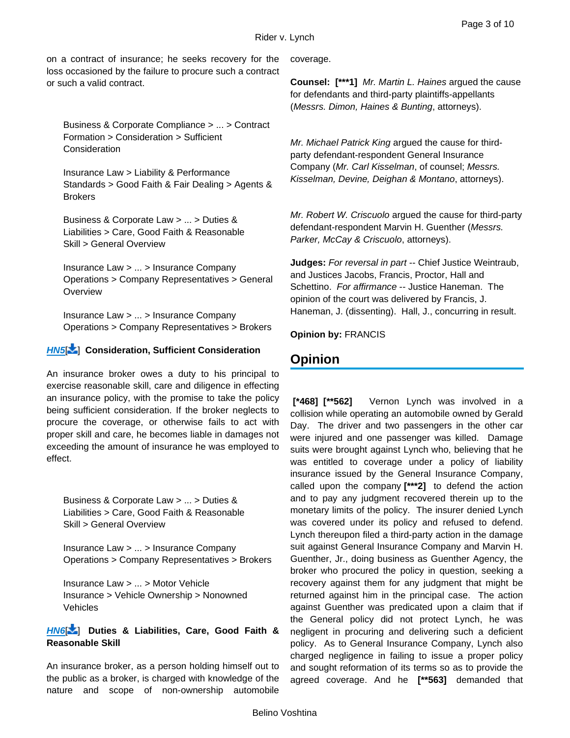on a contract of insurance; he seeks recovery for the loss occasioned by the failure to procure such a contract or such a valid contract.

Business & Corporate Compliance > ... > Contract Formation > Consideration > Sufficient Consideration

Insurance Law > Liability & Performance Standards > Good Faith & Fair Dealing > Agents & Brokers

Business & Corporate Law > ... > Duties & Liabilities > Care, Good Faith & Reasonable Skill > General Overview

Insurance Law > ... > Insurance Company Operations > Company Representatives > General Overview

Insurance Law > ... > Insurance Company Operations > Company Representatives > Brokers

*HN5*[] **Consideration, Sufficient Consideration**

An insurance broker owes a duty to his principal to exercise reasonable skill, care and diligence in effecting an insurance policy, with the promise to take the policy being sufficient consideration. If the broker neglects to procure the coverage, or otherwise fails to act with proper skill and care, he becomes liable in damages not exceeding the amount of insurance he was employed to effect.

Business & Corporate Law > ... > Duties & Liabilities > Care, Good Faith & Reasonable Skill > General Overview

Insurance Law > ... > Insurance Company Operations > Company Representatives > Brokers

Insurance Law > ... > Motor Vehicle Insurance > Vehicle Ownership > Nonowned Vehicles

*HN6*[] **Duties & Liabilities, Care, Good Faith & Reasonable Skill**

An insurance broker, as a person holding himself out to the public as a broker, is charged with knowledge of the nature and scope of non-ownership automobile coverage.

**Counsel:** **[***1]** *Mr. Martin L. Haines* argued the cause for defendants and third-party plaintiffs-appellants (*Messrs. Dimon, Haines & Bunting*, attorneys).

*Mr. Michael Patrick King* argued the cause for third-party defendant-respondent General Insurance Company (*Mr. Carl Kisselman*, of counsel; *Messrs. Kisselman, Devine, Deighan & Montano*, attorneys).

*Mr. Robert W. Criscuolo* argued the cause for third-party defendant-respondent Marvin H. Guenther (*Messrs. Parker, McCay & Criscuolo*, attorneys).

**Judges:** *For reversal in part* -- Chief Justice Weintraub, and Justices Jacobs, Francis, Proctor, Hall and Schettino. *For affirmance* -- Justice Haneman. The opinion of the court was delivered by Francis, J. Haneman, J. (dissenting). Hall, J., concurring in result.

**Opinion by:** FRANCIS

## Opinion

**[*468]** **[**562]** Vernon Lynch was involved in a collision while operating an automobile owned by Gerald Day. The driver and two passengers in the other car were injured and one passenger was killed. Damage suits were brought against Lynch who, believing that he was entitled to coverage under a policy of liability insurance issued by the General Insurance Company, called upon the company **[***2]** to defend the action and to pay any judgment recovered therein up to the monetary limits of the policy. The insurer denied Lynch was covered under its policy and refused to defend. Lynch thereupon filed a third-party action in the damage suit against General Insurance Company and Marvin H. Guenther, Jr., doing business as Guenther Agency, the broker who procured the policy in question, seeking a recovery against them for any judgment that might be returned against him in the principal case. The action against Guenther was predicated upon a claim that if the General policy did not protect Lynch, he was negligent in procuring and delivering such a deficient policy. As to General Insurance Company, Lynch also charged negligence in failing to issue a proper policy and sought reformation of its terms so as to provide the agreed coverage. And he **[**563]** demanded that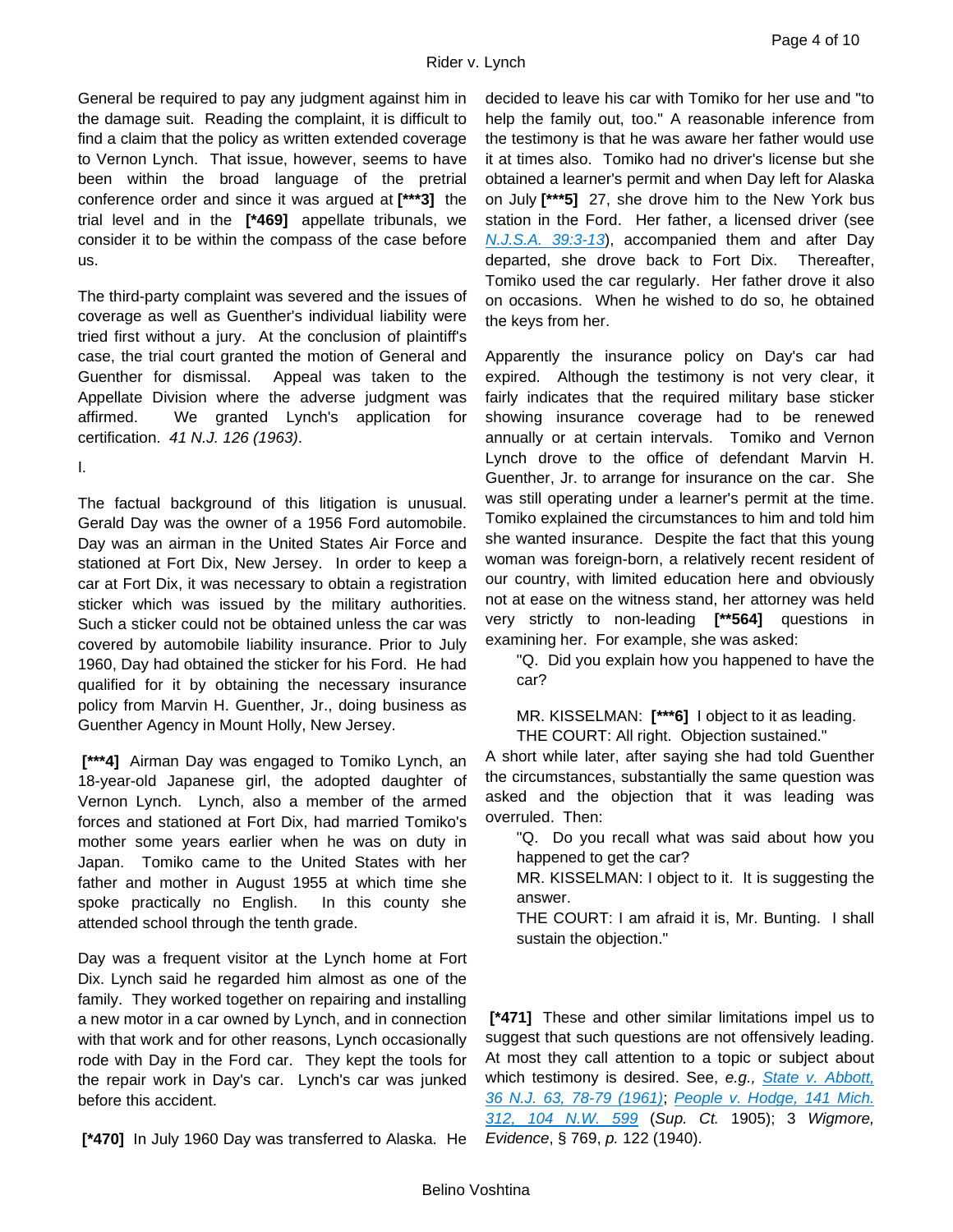General be required to pay any judgment against him in the damage suit. Reading the complaint, it is difficult to find a claim that the policy as written extended coverage to Vernon Lynch. That issue, however, seems to have been within the broad language of the pretrial conference order and since it was argued at **[***3]** the trial level and in the **[*469]** appellate tribunals, we consider it to be within the compass of the case before us.

The third-party complaint was severed and the issues of coverage as well as Guenther's individual liability were tried first without a jury. At the conclusion of plaintiff's case, the trial court granted the motion of General and Guenther for dismissal. Appeal was taken to the Appellate Division where the adverse judgment was affirmed. We granted Lynch's application for certification. *41 N.J. 126 (1963)*.

I.

The factual background of this litigation is unusual. Gerald Day was the owner of a 1956 Ford automobile. Day was an airman in the United States Air Force and stationed at Fort Dix, New Jersey. In order to keep a car at Fort Dix, it was necessary to obtain a registration sticker which was issued by the military authorities. Such a sticker could not be obtained unless the car was covered by automobile liability insurance. Prior to July 1960, Day had obtained the sticker for his Ford. He had qualified for it by obtaining the necessary insurance policy from Marvin H. Guenther, Jr., doing business as Guenther Agency in Mount Holly, New Jersey.

**[***4]** Airman Day was engaged to Tomiko Lynch, an 18-year-old Japanese girl, the adopted daughter of Vernon Lynch. Lynch, also a member of the armed forces and stationed at Fort Dix, had married Tomiko's mother some years earlier when he was on duty in Japan. Tomiko came to the United States with her father and mother in August 1955 at which time she spoke practically no English. In this county she attended school through the tenth grade.

Day was a frequent visitor at the Lynch home at Fort Dix. Lynch said he regarded him almost as one of the family. They worked together on repairing and installing a new motor in a car owned by Lynch, and in connection with that work and for other reasons, Lynch occasionally rode with Day in the Ford car. They kept the tools for the repair work in Day's car. Lynch's car was junked before this accident.

**[*470]** In July 1960 Day was transferred to Alaska. He decided to leave his car with Tomiko for her use and "to help the family out, too." A reasonable inference from the testimony is that he was aware her father would use it at times also. Tomiko had no driver's license but she obtained a learner's permit and when Day left for Alaska on July **[***5]** 27, she drove him to the New York bus station in the Ford. Her father, a licensed driver (see *N.J.S.A. 39:3-13*), accompanied them and after Day departed, she drove back to Fort Dix. Thereafter, Tomiko used the car regularly. Her father drove it also on occasions. When he wished to do so, he obtained the keys from her.

Apparently the insurance policy on Day's car had expired. Although the testimony is not very clear, it fairly indicates that the required military base sticker showing insurance coverage had to be renewed annually or at certain intervals. Tomiko and Vernon Lynch drove to the office of defendant Marvin H. Guenther, Jr. to arrange for insurance on the car. She was still operating under a learner's permit at the time. Tomiko explained the circumstances to him and told him she wanted insurance. Despite the fact that this young woman was foreign-born, a relatively recent resident of our country, with limited education here and obviously not at ease on the witness stand, her attorney was held very strictly to non-leading **[**564]** questions in examining her. For example, she was asked:

> "Q. Did you explain how you happened to have the car?
>
> MR. KISSELMAN: **[***6]** I object to it as leading.
> THE COURT: All right. Objection sustained."

A short while later, after saying she had told Guenther the circumstances, substantially the same question was asked and the objection that it was leading was overruled. Then:

> "Q. Do you recall what was said about how you happened to get the car?
> MR. KISSELMAN: I object to it. It is suggesting the answer.
> THE COURT: I am afraid it is, Mr. Bunting. I shall sustain the objection."

**[*471]** These and other similar limitations impel us to suggest that such questions are not offensively leading. At most they call attention to a topic or subject about which testimony is desired. See, *e.g., State v. Abbott, 36 N.J. 63, 78-79 (1961)*; *People v. Hodge, 141 Mich. 312, 104 N.W. 599* (*Sup. Ct.* 1905); 3 *Wigmore, Evidence*, § 769, *p.* 122 (1940).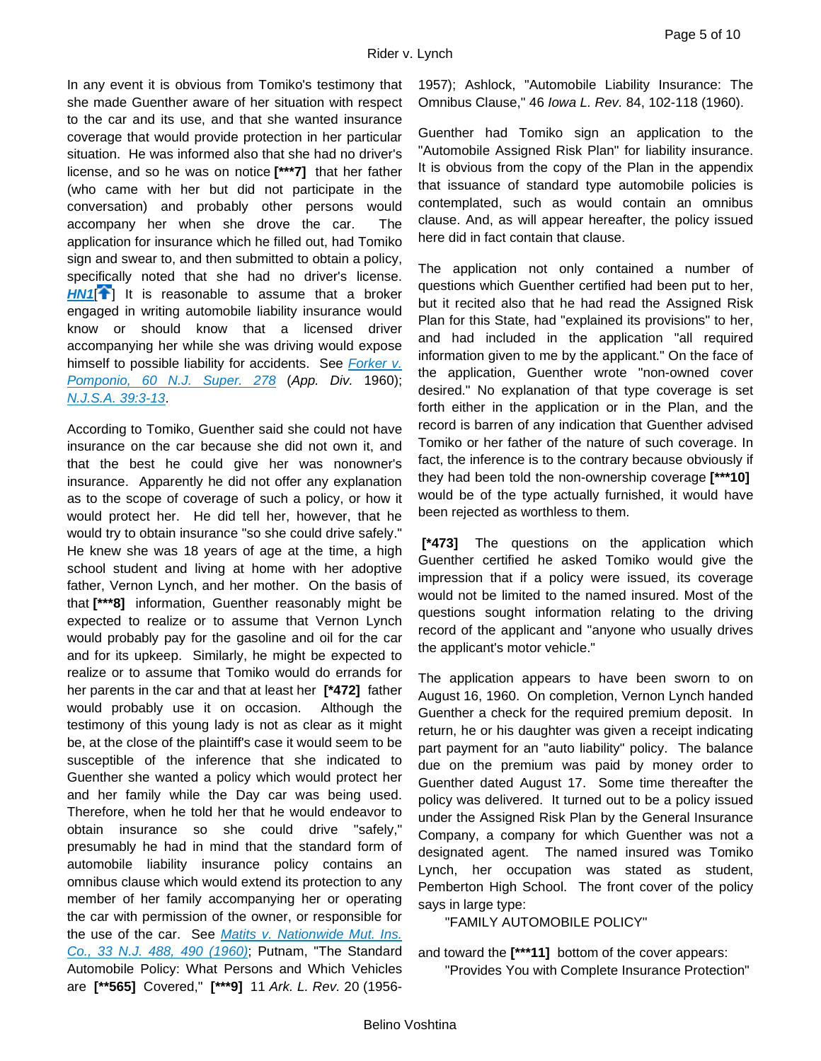In any event it is obvious from Tomiko's testimony that she made Guenther aware of her situation with respect to the car and its use, and that she wanted insurance coverage that would provide protection in her particular situation. He was informed also that she had no driver's license, and so he was on notice **[***7]** that her father (who came with her but did not participate in the conversation) and probably other persons would accompany her when she drove the car. The application for insurance which he filled out, had Tomiko sign and swear to, and then submitted to obtain a policy, specifically noted that she had no driver's license. ***HN1***[] It is reasonable to assume that a broker engaged in writing automobile liability insurance would know or should know that a licensed driver accompanying her while she was driving would expose himself to possible liability for accidents. See *Forker v. Pomponio, 60 N.J. Super. 278* (*App. Div.* 1960); *N.J.S.A. 39:3-13*.

According to Tomiko, Guenther said she could not have insurance on the car because she did not own it, and that the best he could give her was nonowner's insurance. Apparently he did not offer any explanation as to the scope of coverage of such a policy, or how it would protect her. He did tell her, however, that he would try to obtain insurance "so she could drive safely." He knew she was 18 years of age at the time, a high school student and living at home with her adoptive father, Vernon Lynch, and her mother. On the basis of that **[***8]** information, Guenther reasonably might be expected to realize or to assume that Vernon Lynch would probably pay for the gasoline and oil for the car and for its upkeep. Similarly, he might be expected to realize or to assume that Tomiko would do errands for her parents in the car and that at least her **[*472]** father would probably use it on occasion. Although the testimony of this young lady is not as clear as it might be, at the close of the plaintiff's case it would seem to be susceptible of the inference that she indicated to Guenther she wanted a policy which would protect her and her family while the Day car was being used. Therefore, when he told her that he would endeavor to obtain insurance so she could drive "safely," presumably he had in mind that the standard form of automobile liability insurance policy contains an omnibus clause which would extend its protection to any member of her family accompanying her or operating the car with permission of the owner, or responsible for the use of the car. See *Matits v. Nationwide Mut. Ins. Co., 33 N.J. 488, 490 (1960)*; Putnam, "The Standard Automobile Policy: What Persons and Which Vehicles are **[**565]** Covered," **[***9]** 11 *Ark. L. Rev.* 20 (1956-1957); Ashlock, "Automobile Liability Insurance: The Omnibus Clause," 46 *Iowa L. Rev.* 84, 102-118 (1960).

Guenther had Tomiko sign an application to the "Automobile Assigned Risk Plan" for liability insurance. It is obvious from the copy of the Plan in the appendix that issuance of standard type automobile policies is contemplated, such as would contain an omnibus clause. And, as will appear hereafter, the policy issued here did in fact contain that clause.

The application not only contained a number of questions which Guenther certified had been put to her, but it recited also that he had read the Assigned Risk Plan for this State, had "explained its provisions" to her, and had included in the application "all required information given to me by the applicant." On the face of the application, Guenther wrote "non-owned cover desired." No explanation of that type coverage is set forth either in the application or in the Plan, and the record is barren of any indication that Guenther advised Tomiko or her father of the nature of such coverage. In fact, the inference is to the contrary because obviously if they had been told the non-ownership coverage **[***10]** would be of the type actually furnished, it would have been rejected as worthless to them.

**[*473]** The questions on the application which Guenther certified he asked Tomiko would give the impression that if a policy were issued, its coverage would not be limited to the named insured. Most of the questions sought information relating to the driving record of the applicant and "anyone who usually drives the applicant's motor vehicle."

The application appears to have been sworn to on August 16, 1960. On completion, Vernon Lynch handed Guenther a check for the required premium deposit. In return, he or his daughter was given a receipt indicating part payment for an "auto liability" policy. The balance due on the premium was paid by money order to Guenther dated August 17. Some time thereafter the policy was delivered. It turned out to be a policy issued under the Assigned Risk Plan by the General Insurance Company, a company for which Guenther was not a designated agent. The named insured was Tomiko Lynch, her occupation was stated as student, Pemberton High School. The front cover of the policy says in large type:

"FAMILY AUTOMOBILE POLICY"

and toward the **[***11]** bottom of the cover appears:

"Provides You with Complete Insurance Protection"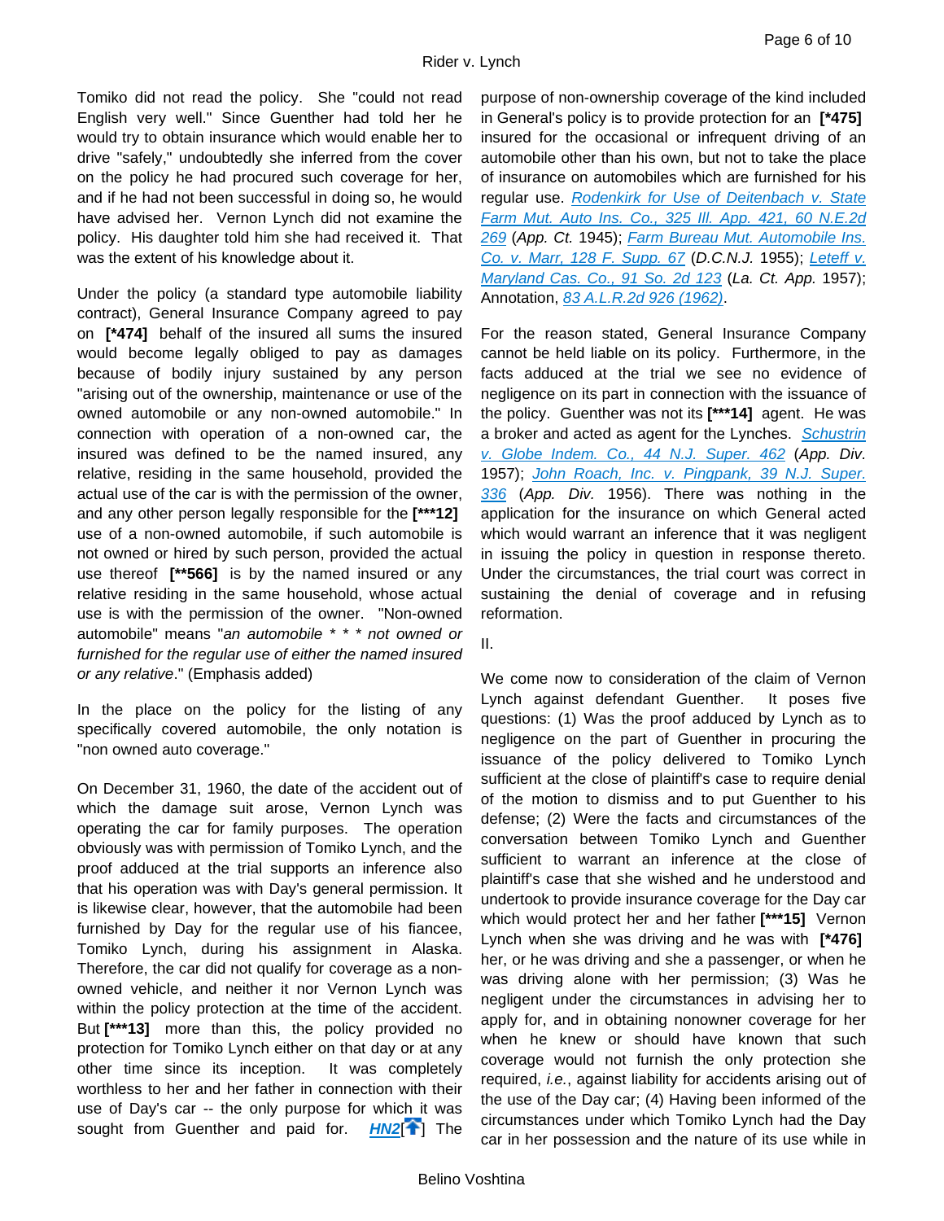Tomiko did not read the policy. She "could not read English very well." Since Guenther had told her he would try to obtain insurance which would enable her to drive "safely," undoubtedly she inferred from the cover on the policy he had procured such coverage for her, and if he had not been successful in doing so, he would have advised her. Vernon Lynch did not examine the policy. His daughter told him she had received it. That was the extent of his knowledge about it.

Under the policy (a standard type automobile liability contract), General Insurance Company agreed to pay on **[*474]** behalf of the insured all sums the insured would become legally obliged to pay as damages because of bodily injury sustained by any person "arising out of the ownership, maintenance or use of the owned automobile or any non-owned automobile." In connection with operation of a non-owned car, the insured was defined to be the named insured, any relative, residing in the same household, provided the actual use of the car is with the permission of the owner, and any other person legally responsible for the **[***12]** use of a non-owned automobile, if such automobile is not owned or hired by such person, provided the actual use thereof **[**566]** is by the named insured or any relative residing in the same household, whose actual use is with the permission of the owner. "Non-owned automobile" means "*an automobile * * * not owned or furnished for the regular use of either the named insured or any relative*." (Emphasis added)

In the place on the policy for the listing of any specifically covered automobile, the only notation is "non owned auto coverage."

On December 31, 1960, the date of the accident out of which the damage suit arose, Vernon Lynch was operating the car for family purposes. The operation obviously was with permission of Tomiko Lynch, and the proof adduced at the trial supports an inference also that his operation was with Day's general permission. It is likewise clear, however, that the automobile had been furnished by Day for the regular use of his fiancee, Tomiko Lynch, during his assignment in Alaska. Therefore, the car did not qualify for coverage as a non-owned vehicle, and neither it nor Vernon Lynch was within the policy protection at the time of the accident. But **[***13]** more than this, the policy provided no protection for Tomiko Lynch either on that day or at any other time since its inception. It was completely worthless to her and her father in connection with their use of Day's car -- the only purpose for which it was sought from Guenther and paid for. HN2 The purpose of non-ownership coverage of the kind included in General's policy is to provide protection for an **[*475]** insured for the occasional or infrequent driving of an automobile other than his own, but not to take the place of insurance on automobiles which are furnished for his regular use. Rodenkirk for Use of Deitenbach v. State Farm Mut. Auto Ins. Co., 325 Ill. App. 421, 60 N.E.2d 269 (*App. Ct.* 1945); Farm Bureau Mut. Automobile Ins. Co. v. Marr, 128 F. Supp. 67 (*D.C.N.J.* 1955); Leteff v. Maryland Cas. Co., 91 So. 2d 123 (*La. Ct. App.* 1957); Annotation, 83 A.L.R.2d 926 (1962).

For the reason stated, General Insurance Company cannot be held liable on its policy. Furthermore, in the facts adduced at the trial we see no evidence of negligence on its part in connection with the issuance of the policy. Guenther was not its **[***14]** agent. He was a broker and acted as agent for the Lynches. Schustrin v. Globe Indem. Co., 44 N.J. Super. 462 (*App. Div.* 1957); John Roach, Inc. v. Pingpank, 39 N.J. Super. 336 (*App. Div.* 1956). There was nothing in the application for the insurance on which General acted which would warrant an inference that it was negligent in issuing the policy in question in response thereto. Under the circumstances, the trial court was correct in sustaining the denial of coverage and in refusing reformation.

II.

We come now to consideration of the claim of Vernon Lynch against defendant Guenther. It poses five questions: (1) Was the proof adduced by Lynch as to negligence on the part of Guenther in procuring the issuance of the policy delivered to Tomiko Lynch sufficient at the close of plaintiff's case to require denial of the motion to dismiss and to put Guenther to his defense; (2) Were the facts and circumstances of the conversation between Tomiko Lynch and Guenther sufficient to warrant an inference at the close of plaintiff's case that she wished and he understood and undertook to provide insurance coverage for the Day car which would protect her and her father **[***15]** Vernon Lynch when she was driving and he was with **[*476]** her, or he was driving and she a passenger, or when he was driving alone with her permission; (3) Was he negligent under the circumstances in advising her to apply for, and in obtaining nonowner coverage for her when he knew or should have known that such coverage would not furnish the only protection she required, *i.e.*, against liability for accidents arising out of the use of the Day car; (4) Having been informed of the circumstances under which Tomiko Lynch had the Day car in her possession and the nature of its use while in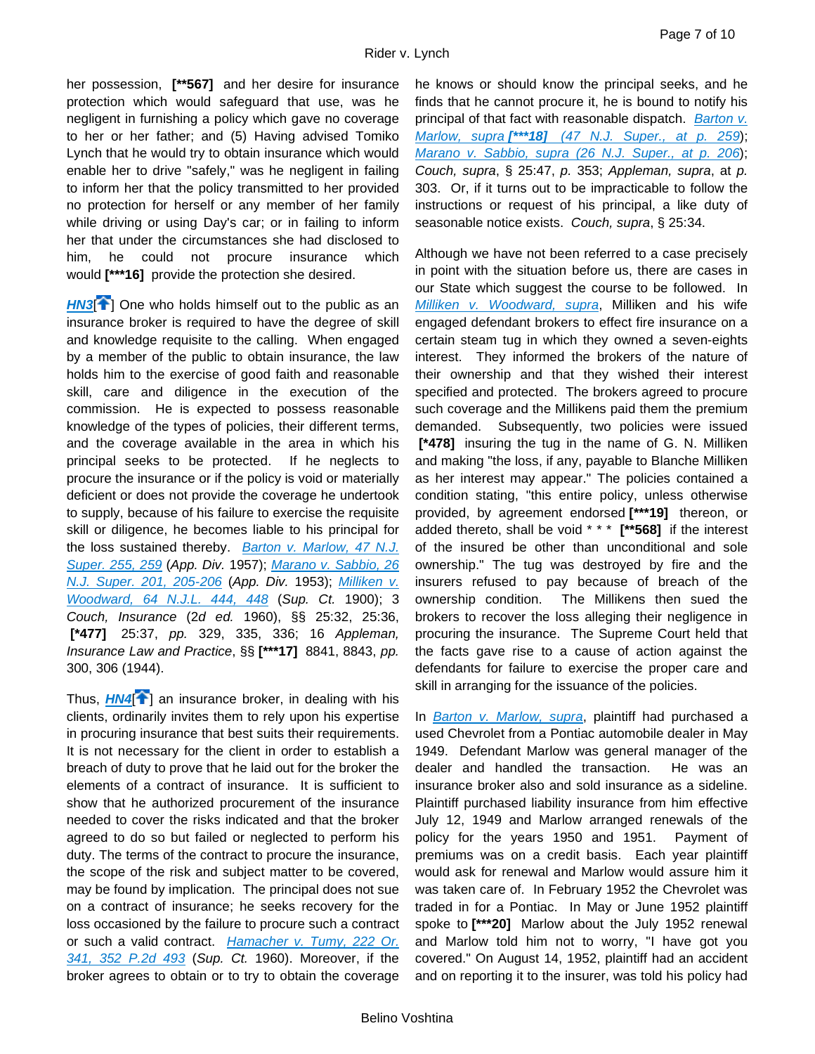her possession, **[**567]** and her desire for insurance protection which would safeguard that use, was he negligent in furnishing a policy which gave no coverage to her or her father; and (5) Having advised Tomiko Lynch that he would try to obtain insurance which would enable her to drive "safely," was he negligent in failing to inform her that the policy transmitted to her provided no protection for herself or any member of her family while driving or using Day's car; or in failing to inform her that under the circumstances she had disclosed to him, he could not procure insurance which would **[***16]** provide the protection she desired.

***HN3***[] One who holds himself out to the public as an insurance broker is required to have the degree of skill and knowledge requisite to the calling. When engaged by a member of the public to obtain insurance, the law holds him to the exercise of good faith and reasonable skill, care and diligence in the execution of the commission. He is expected to possess reasonable knowledge of the types of policies, their different terms, and the coverage available in the area in which his principal seeks to be protected. If he neglects to procure the insurance or if the policy is void or materially deficient or does not provide the coverage he undertook to supply, because of his failure to exercise the requisite skill or diligence, he becomes liable to his principal for the loss sustained thereby. *Barton v. Marlow, 47 N.J. Super. 255, 259* (*App. Div.* 1957); *Marano v. Sabbio, 26 N.J. Super. 201, 205-206* (*App. Div.* 1953); *Milliken v. Woodward, 64 N.J.L. 444, 448* (*Sup. Ct.* 1900); 3 *Couch, Insurance* (2*d ed.* 1960), §§ 25:32, 25:36, **[*477]** 25:37, *pp.* 329, 335, 336; 16 *Appleman, Insurance Law and Practice*, §§ **[***17]** 8841, 8843, *pp.* 300, 306 (1944).

Thus, ***HN4***[] an insurance broker, in dealing with his clients, ordinarily invites them to rely upon his expertise in procuring insurance that best suits their requirements. It is not necessary for the client in order to establish a breach of duty to prove that he laid out for the broker the elements of a contract of insurance. It is sufficient to show that he authorized procurement of the insurance needed to cover the risks indicated and that the broker agreed to do so but failed or neglected to perform his duty. The terms of the contract to procure the insurance, the scope of the risk and subject matter to be covered, may be found by implication. The principal does not sue on a contract of insurance; he seeks recovery for the loss occasioned by the failure to procure such a contract or such a valid contract. *Hamacher v. Tumy, 222 Or. 341, 352 P.2d 493* (*Sup. Ct.* 1960). Moreover, if the broker agrees to obtain or to try to obtain the coverage he knows or should know the principal seeks, and he finds that he cannot procure it, he is bound to notify his principal of that fact with reasonable dispatch. *Barton v. Marlow, supra* ***[***18] (47 N.J. Super., at p. 259*); *Marano v. Sabbio, supra (26 N.J. Super., at p. 206*); *Couch, supra*, § 25:47, *p.* 353; *Appleman, supra*, at *p.* 303. Or, if it turns out to be impracticable to follow the instructions or request of his principal, a like duty of seasonable notice exists. *Couch, supra*, § 25:34.

Although we have not been referred to a case precisely in point with the situation before us, there are cases in our State which suggest the course to be followed. In *Milliken v. Woodward, supra*, Milliken and his wife engaged defendant brokers to effect fire insurance on a certain steam tug in which they owned a seven-eights interest. They informed the brokers of the nature of their ownership and that they wished their interest specified and protected. The brokers agreed to procure such coverage and the Millikens paid them the premium demanded. Subsequently, two policies were issued **[*478]** insuring the tug in the name of G. N. Milliken and making "the loss, if any, payable to Blanche Milliken as her interest may appear." The policies contained a condition stating, "this entire policy, unless otherwise provided, by agreement endorsed **[***19]** thereon, or added thereto, shall be void * * * **[**568]** if the interest of the insured be other than unconditional and sole ownership." The tug was destroyed by fire and the insurers refused to pay because of breach of the ownership condition. The Millikens then sued the brokers to recover the loss alleging their negligence in procuring the insurance. The Supreme Court held that the facts gave rise to a cause of action against the defendants for failure to exercise the proper care and skill in arranging for the issuance of the policies.

In *Barton v. Marlow, supra*, plaintiff had purchased a used Chevrolet from a Pontiac automobile dealer in May 1949. Defendant Marlow was general manager of the dealer and handled the transaction. He was an insurance broker also and sold insurance as a sideline. Plaintiff purchased liability insurance from him effective July 12, 1949 and Marlow arranged renewals of the policy for the years 1950 and 1951. Payment of premiums was on a credit basis. Each year plaintiff would ask for renewal and Marlow would assure him it was taken care of. In February 1952 the Chevrolet was traded in for a Pontiac. In May or June 1952 plaintiff spoke to **[***20]** Marlow about the July 1952 renewal and Marlow told him not to worry, "I have got you covered." On August 14, 1952, plaintiff had an accident and on reporting it to the insurer, was told his policy had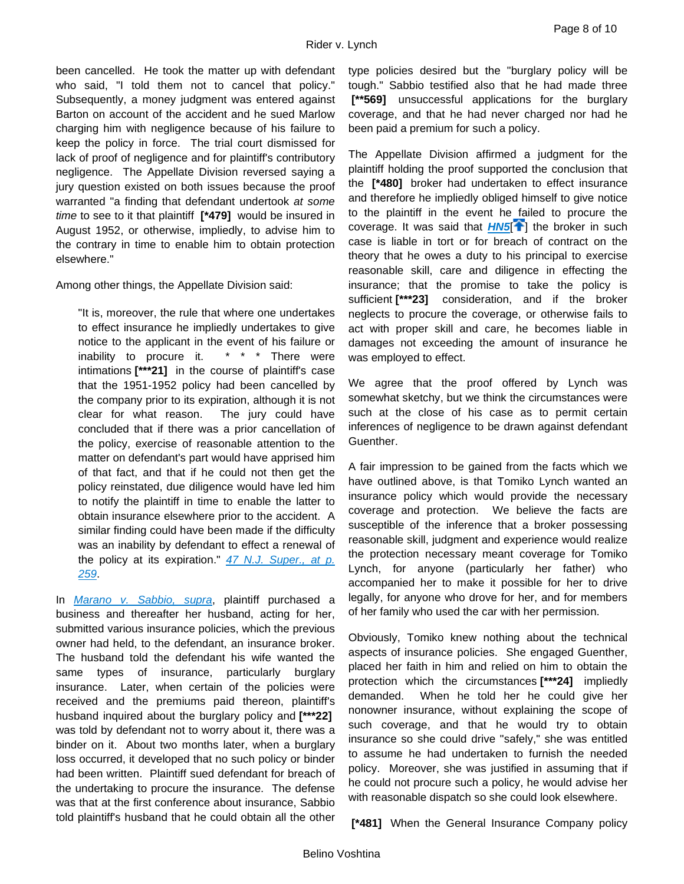been cancelled. He took the matter up with defendant who said, "I told them not to cancel that policy." Subsequently, a money judgment was entered against Barton on account of the accident and he sued Marlow charging him with negligence because of his failure to keep the policy in force. The trial court dismissed for lack of proof of negligence and for plaintiff's contributory negligence. The Appellate Division reversed saying a jury question existed on both issues because the proof warranted "a finding that defendant undertook *at some time* to see to it that plaintiff **[*479]** would be insured in August 1952, or otherwise, impliedly, to advise him to the contrary in time to enable him to obtain protection elsewhere."

Among other things, the Appellate Division said:

> "It is, moreover, the rule that where one undertakes to effect insurance he impliedly undertakes to give notice to the applicant in the event of his failure or inability to procure it. * * * There were intimations **[***21]** in the course of plaintiff's case that the 1951-1952 policy had been cancelled by the company prior to its expiration, although it is not clear for what reason. The jury could have concluded that if there was a prior cancellation of the policy, exercise of reasonable attention to the matter on defendant's part would have apprised him of that fact, and that if he could not then get the policy reinstated, due diligence would have led him to notify the plaintiff in time to enable the latter to obtain insurance elsewhere prior to the accident. A similar finding could have been made if the difficulty was an inability by defendant to effect a renewal of the policy at its expiration." 47 N.J. Super., at p. 259.

In *Marano v. Sabbio, supra*, plaintiff purchased a business and thereafter her husband, acting for her, submitted various insurance policies, which the previous owner had held, to the defendant, an insurance broker. The husband told the defendant his wife wanted the same types of insurance, particularly burglary insurance. Later, when certain of the policies were received and the premiums paid thereon, plaintiff's husband inquired about the burglary policy and **[***22]** was told by defendant not to worry about it, there was a binder on it. About two months later, when a burglary loss occurred, it developed that no such policy or binder had been written. Plaintiff sued defendant for breach of the undertaking to procure the insurance. The defense was that at the first conference about insurance, Sabbio told plaintiff's husband that he could obtain all the other type policies desired but the "burglary policy will be tough." Sabbio testified also that he had made three **[**569]** unsuccessful applications for the burglary coverage, and that he had never charged nor had he been paid a premium for such a policy.

The Appellate Division affirmed a judgment for the plaintiff holding the proof supported the conclusion that the **[*480]** broker had undertaken to effect insurance and therefore he impliedly obliged himself to give notice to the plaintiff in the event he failed to procure the coverage. It was said that *HN5*[] the broker in such case is liable in tort or for breach of contract on the theory that he owes a duty to his principal to exercise reasonable skill, care and diligence in effecting the insurance; that the promise to take the policy is sufficient **[***23]** consideration, and if the broker neglects to procure the coverage, or otherwise fails to act with proper skill and care, he becomes liable in damages not exceeding the amount of insurance he was employed to effect.

We agree that the proof offered by Lynch was somewhat sketchy, but we think the circumstances were such at the close of his case as to permit certain inferences of negligence to be drawn against defendant Guenther.

A fair impression to be gained from the facts which we have outlined above, is that Tomiko Lynch wanted an insurance policy which would provide the necessary coverage and protection. We believe the facts are susceptible of the inference that a broker possessing reasonable skill, judgment and experience would realize the protection necessary meant coverage for Tomiko Lynch, for anyone (particularly her father) who accompanied her to make it possible for her to drive legally, for anyone who drove for her, and for members of her family who used the car with her permission.

Obviously, Tomiko knew nothing about the technical aspects of insurance policies. She engaged Guenther, placed her faith in him and relied on him to obtain the protection which the circumstances **[***24]** impliedly demanded. When he told her he could give her nonowner insurance, without explaining the scope of such coverage, and that he would try to obtain insurance so she could drive "safely," she was entitled to assume he had undertaken to furnish the needed policy. Moreover, she was justified in assuming that if he could not procure such a policy, he would advise her with reasonable dispatch so she could look elsewhere.

**[*481]** When the General Insurance Company policy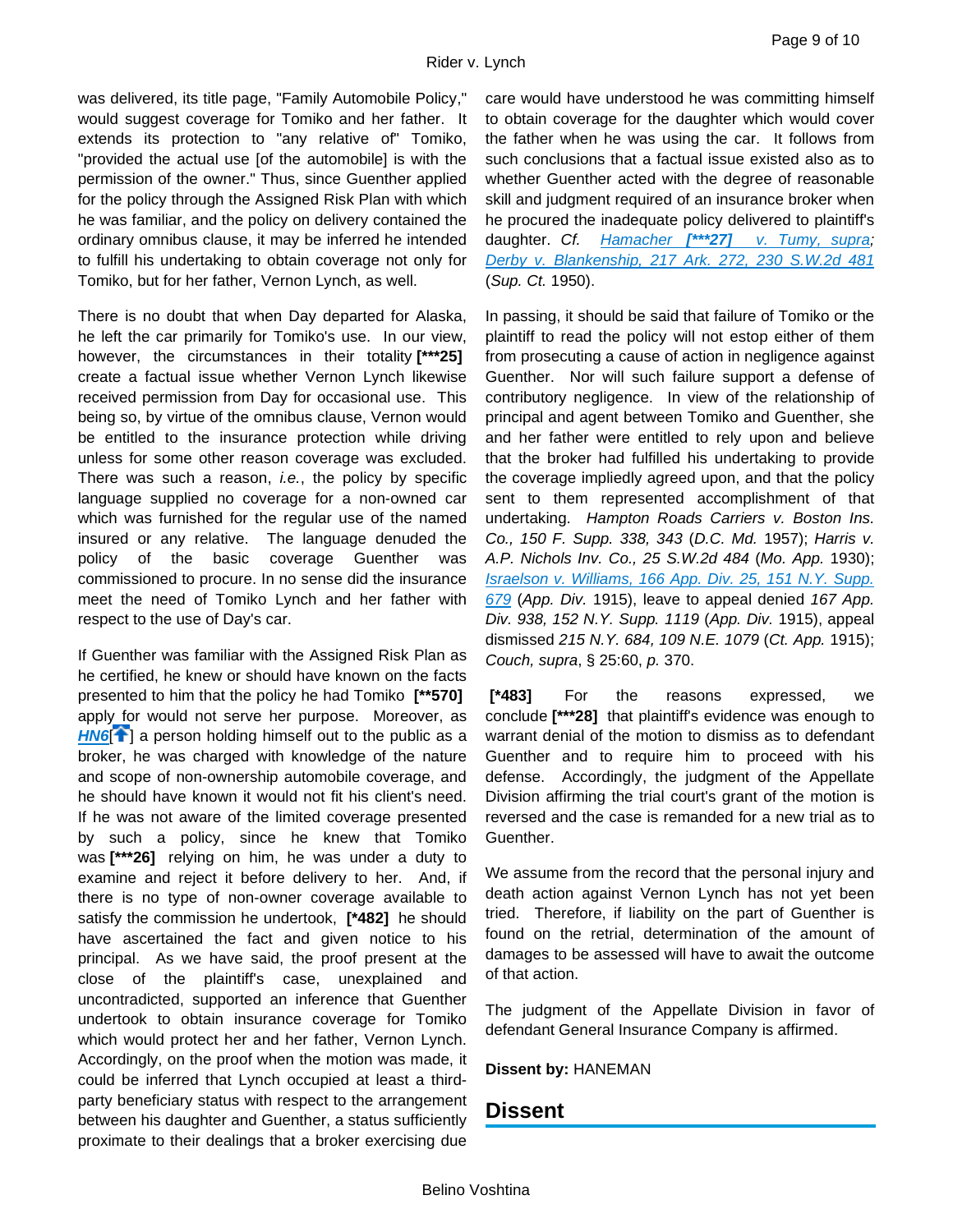was delivered, its title page, "Family Automobile Policy," would suggest coverage for Tomiko and her father. It extends its protection to "any relative of" Tomiko, "provided the actual use [of the automobile] is with the permission of the owner." Thus, since Guenther applied for the policy through the Assigned Risk Plan with which he was familiar, and the policy on delivery contained the ordinary omnibus clause, it may be inferred he intended to fulfill his undertaking to obtain coverage not only for Tomiko, but for her father, Vernon Lynch, as well.

There is no doubt that when Day departed for Alaska, he left the car primarily for Tomiko's use. In our view, however, the circumstances in their totality **[***25]** create a factual issue whether Vernon Lynch likewise received permission from Day for occasional use. This being so, by virtue of the omnibus clause, Vernon would be entitled to the insurance protection while driving unless for some other reason coverage was excluded. There was such a reason, *i.e.*, the policy by specific language supplied no coverage for a non-owned car which was furnished for the regular use of the named insured or any relative. The language denuded the policy of the basic coverage Guenther was commissioned to procure. In no sense did the insurance meet the need of Tomiko Lynch and her father with respect to the use of Day's car.

If Guenther was familiar with the Assigned Risk Plan as he certified, he knew or should have known on the facts presented to him that the policy he had Tomiko **[**570]** apply for would not serve her purpose. Moreover, as ***HN6***[] a person holding himself out to the public as a broker, he was charged with knowledge of the nature and scope of non-ownership automobile coverage, and he should have known it would not fit his client's need. If he was not aware of the limited coverage presented by such a policy, since he knew that Tomiko was **[***26]** relying on him, he was under a duty to examine and reject it before delivery to her. And, if there is no type of non-owner coverage available to satisfy the commission he undertook, **[*482]** he should have ascertained the fact and given notice to his principal. As we have said, the proof present at the close of the plaintiff's case, unexplained and uncontradicted, supported an inference that Guenther undertook to obtain insurance coverage for Tomiko which would protect her and her father, Vernon Lynch. Accordingly, on the proof when the motion was made, it could be inferred that Lynch occupied at least a third-party beneficiary status with respect to the arrangement between his daughter and Guenther, a status sufficiently proximate to their dealings that a broker exercising due care would have understood he was committing himself to obtain coverage for the daughter which would cover the father when he was using the car. It follows from such conclusions that a factual issue existed also as to whether Guenther acted with the degree of reasonable skill and judgment required of an insurance broker when he procured the inadequate policy delivered to plaintiff's daughter. *Cf.* *Hamacher* **[***27]** *v. Tumy, supra*; *Derby v. Blankenship, 217 Ark. 272, 230 S.W.2d 481* (*Sup. Ct.* 1950).

In passing, it should be said that failure of Tomiko or the plaintiff to read the policy will not estop either of them from prosecuting a cause of action in negligence against Guenther. Nor will such failure support a defense of contributory negligence. In view of the relationship of principal and agent between Tomiko and Guenther, she and her father were entitled to rely upon and believe that the broker had fulfilled his undertaking to provide the coverage impliedly agreed upon, and that the policy sent to them represented accomplishment of that undertaking. *Hampton Roads Carriers v. Boston Ins. Co., 150 F. Supp. 338, 343* (*D.C. Md.* 1957); *Harris v. A.P. Nichols Inv. Co., 25 S.W.2d 484* (*Mo. App.* 1930); *Israelson v. Williams, 166 App. Div. 25, 151 N.Y. Supp. 679* (*App. Div.* 1915), leave to appeal denied *167 App. Div. 938, 152 N.Y. Supp. 1119* (*App. Div.* 1915), appeal dismissed *215 N.Y. 684, 109 N.E. 1079* (*Ct. App.* 1915); *Couch, supra*, § 25:60, *p.* 370.

**[*483]** For the reasons expressed, we conclude **[***28]** that plaintiff's evidence was enough to warrant denial of the motion to dismiss as to defendant Guenther and to require him to proceed with his defense. Accordingly, the judgment of the Appellate Division affirming the trial court's grant of the motion is reversed and the case is remanded for a new trial as to Guenther.

We assume from the record that the personal injury and death action against Vernon Lynch has not yet been tried. Therefore, if liability on the part of Guenther is found on the retrial, determination of the amount of damages to be assessed will have to await the outcome of that action.

The judgment of the Appellate Division in favor of defendant General Insurance Company is affirmed.

**Dissent by:** HANEMAN

## Dissent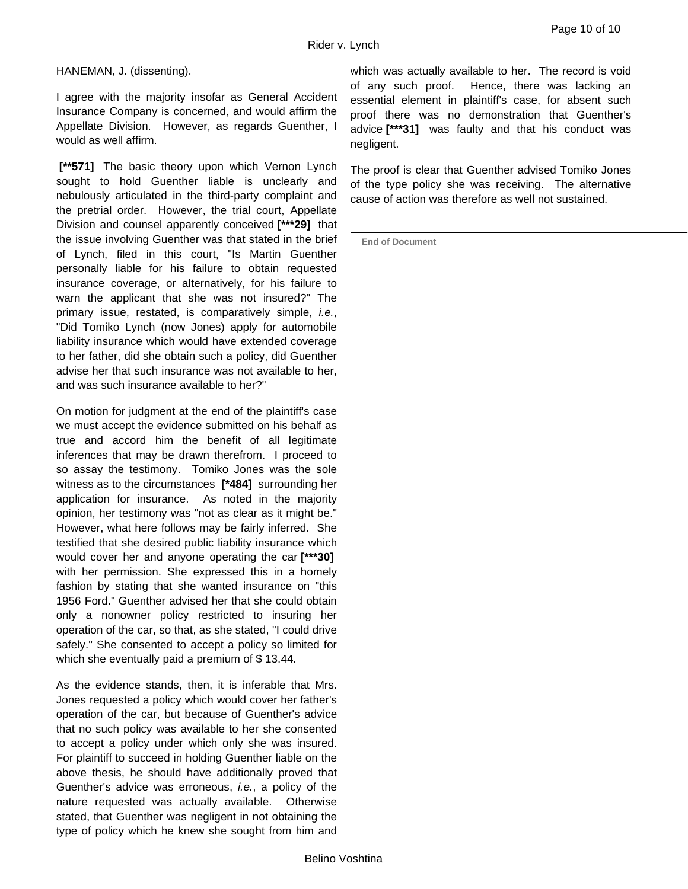HANEMAN, J. (dissenting).

I agree with the majority insofar as General Accident Insurance Company is concerned, and would affirm the Appellate Division. However, as regards Guenther, I would as well affirm.

**[\*\*571]** The basic theory upon which Vernon Lynch sought to hold Guenther liable is unclearly and nebulously articulated in the third-party complaint and the pretrial order. However, the trial court, Appellate Division and counsel apparently conceived **[\*\*\*29]** that the issue involving Guenther was that stated in the brief of Lynch, filed in this court, "Is Martin Guenther personally liable for his failure to obtain requested insurance coverage, or alternatively, for his failure to warn the applicant that she was not insured?" The primary issue, restated, is comparatively simple, *i.e.*, "Did Tomiko Lynch (now Jones) apply for automobile liability insurance which would have extended coverage to her father, did she obtain such a policy, did Guenther advise her that such insurance was not available to her, and was such insurance available to her?"

On motion for judgment at the end of the plaintiff's case we must accept the evidence submitted on his behalf as true and accord him the benefit of all legitimate inferences that may be drawn therefrom. I proceed to so assay the testimony. Tomiko Jones was the sole witness as to the circumstances **[\*484]** surrounding her application for insurance. As noted in the majority opinion, her testimony was "not as clear as it might be." However, what here follows may be fairly inferred. She testified that she desired public liability insurance which would cover her and anyone operating the car **[\*\*\*30]** with her permission. She expressed this in a homely fashion by stating that she wanted insurance on "this 1956 Ford." Guenther advised her that she could obtain only a nonowner policy restricted to insuring her operation of the car, so that, as she stated, "I could drive safely." She consented to accept a policy so limited for which she eventually paid a premium of $ 13.44.

As the evidence stands, then, it is inferable that Mrs. Jones requested a policy which would cover her father's operation of the car, but because of Guenther's advice that no such policy was available to her she consented to accept a policy under which only she was insured. For plaintiff to succeed in holding Guenther liable on the above thesis, he should have additionally proved that Guenther's advice was erroneous, *i.e.*, a policy of the nature requested was actually available. Otherwise stated, that Guenther was negligent in not obtaining the type of policy which he knew she sought from him and which was actually available to her. The record is void of any such proof. Hence, there was lacking an essential element in plaintiff's case, for absent such proof there was no demonstration that Guenther's advice **[\*\*\*31]** was faulty and that his conduct was negligent.

The proof is clear that Guenther advised Tomiko Jones of the type policy she was receiving. The alternative cause of action was therefore as well not sustained.

---

End of Document